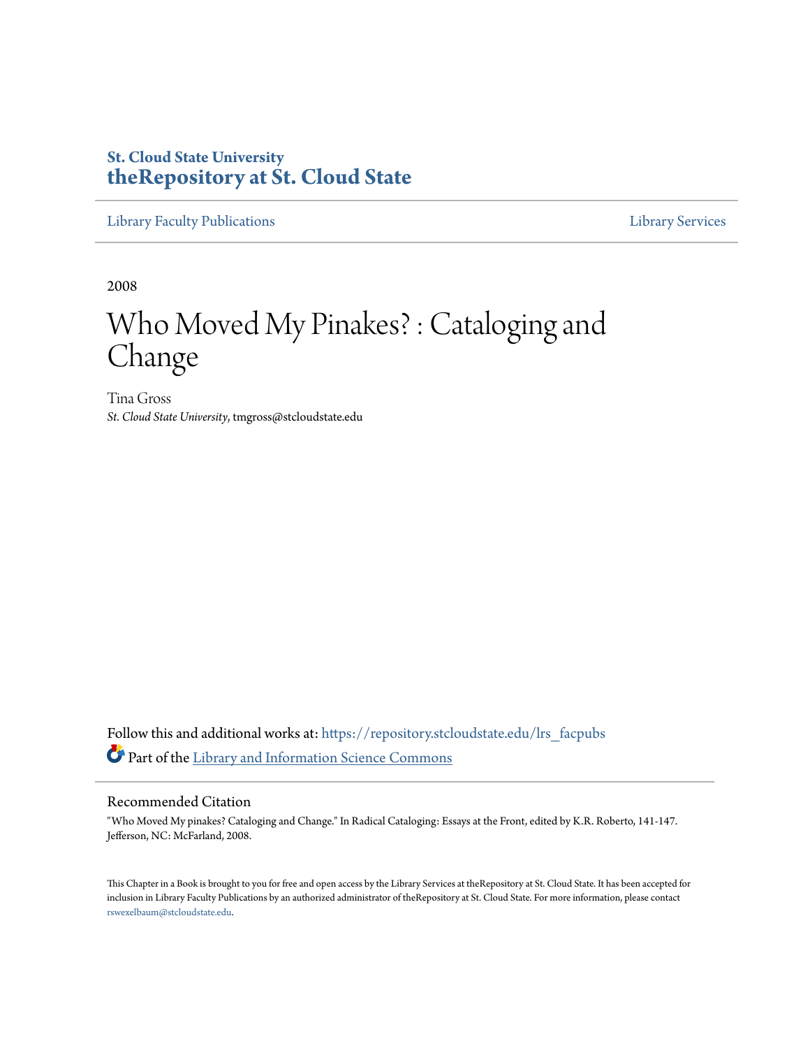St. Cloud State University
**theRepository at St. Cloud State**

Library Faculty Publications | Library Services

2008

# Who Moved My Pinakes? : Cataloging and Change

Tina Gross
*St. Cloud State University*, tmgross@stcloudstate.edu

Follow this and additional works at: https://repository.stcloudstate.edu/lrs_facpubs

Part of the Library and Information Science Commons

## Recommended Citation

"Who Moved My pinakes? Cataloging and Change." In Radical Cataloging: Essays at the Front, edited by K.R. Roberto, 141-147. Jefferson, NC: McFarland, 2008.

This Chapter in a Book is brought to you for free and open access by the Library Services at theRepository at St. Cloud State. It has been accepted for inclusion in Library Faculty Publications by an authorized administrator of theRepository at St. Cloud State. For more information, please contact rswexelbaum@stcloudstate.edu.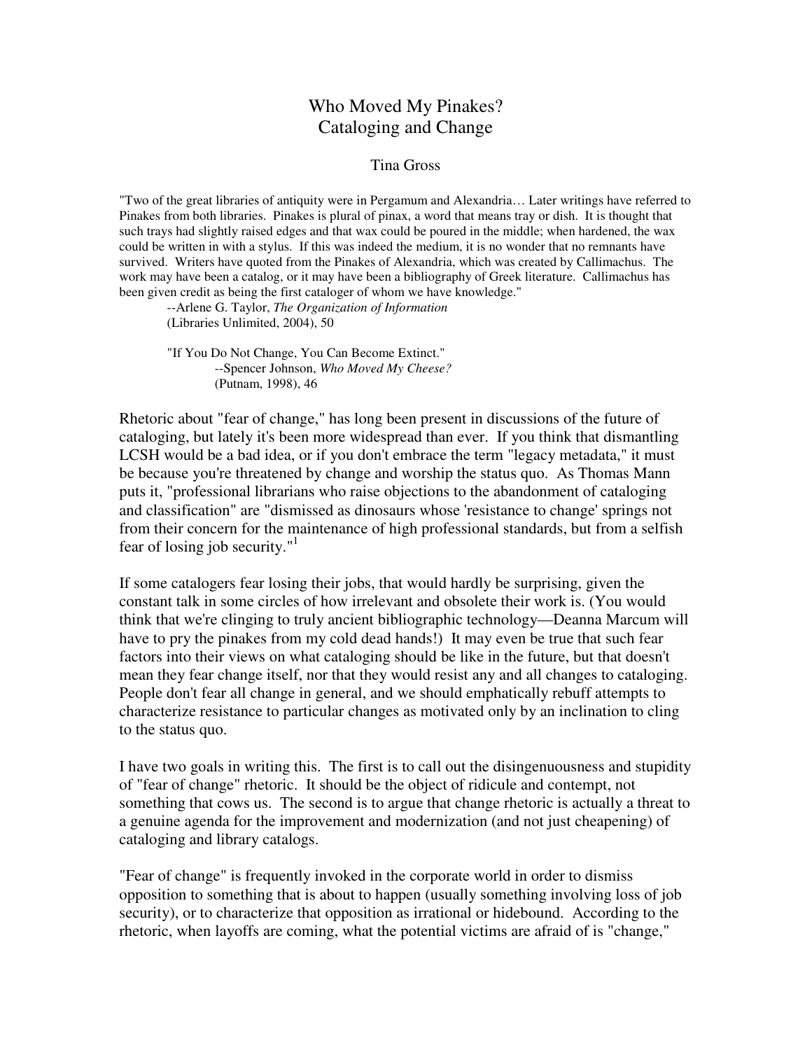# Who Moved My Pinakes?
# Cataloging and Change

Tina Gross

"Two of the great libraries of antiquity were in Pergamum and Alexandria… Later writings have referred to Pinakes from both libraries. Pinakes is plural of pinax, a word that means tray or dish. It is thought that such trays had slightly raised edges and that wax could be poured in the middle; when hardened, the wax could be written in with a stylus. If this was indeed the medium, it is no wonder that no remnants have survived. Writers have quoted from the Pinakes of Alexandria, which was created by Callimachus. The work may have been a catalog, or it may have been a bibliography of Greek literature. Callimachus has been given credit as being the first cataloger of whom we have knowledge."

--Arlene G. Taylor, *The Organization of Information* (Libraries Unlimited, 2004), 50

"If You Do Not Change, You Can Become Extinct."

--Spencer Johnson, *Who Moved My Cheese?* (Putnam, 1998), 46

Rhetoric about "fear of change," has long been present in discussions of the future of cataloging, but lately it's been more widespread than ever. If you think that dismantling LCSH would be a bad idea, or if you don't embrace the term "legacy metadata," it must be because you're threatened by change and worship the status quo. As Thomas Mann puts it, "professional librarians who raise objections to the abandonment of cataloging and classification" are "dismissed as dinosaurs whose 'resistance to change' springs not from their concern for the maintenance of high professional standards, but from a selfish fear of losing job security."[1]

If some catalogers fear losing their jobs, that would hardly be surprising, given the constant talk in some circles of how irrelevant and obsolete their work is. (You would think that we're clinging to truly ancient bibliographic technology—Deanna Marcum will have to pry the pinakes from my cold dead hands!) It may even be true that such fear factors into their views on what cataloging should be like in the future, but that doesn't mean they fear change itself, nor that they would resist any and all changes to cataloging. People don't fear all change in general, and we should emphatically rebuff attempts to characterize resistance to particular changes as motivated only by an inclination to cling to the status quo.

I have two goals in writing this. The first is to call out the disingenuousness and stupidity of "fear of change" rhetoric. It should be the object of ridicule and contempt, not something that cows us. The second is to argue that change rhetoric is actually a threat to a genuine agenda for the improvement and modernization (and not just cheapening) of cataloging and library catalogs.

"Fear of change" is frequently invoked in the corporate world in order to dismiss opposition to something that is about to happen (usually something involving loss of job security), or to characterize that opposition as irrational or hidebound. According to the rhetoric, when layoffs are coming, what the potential victims are afraid of is "change,"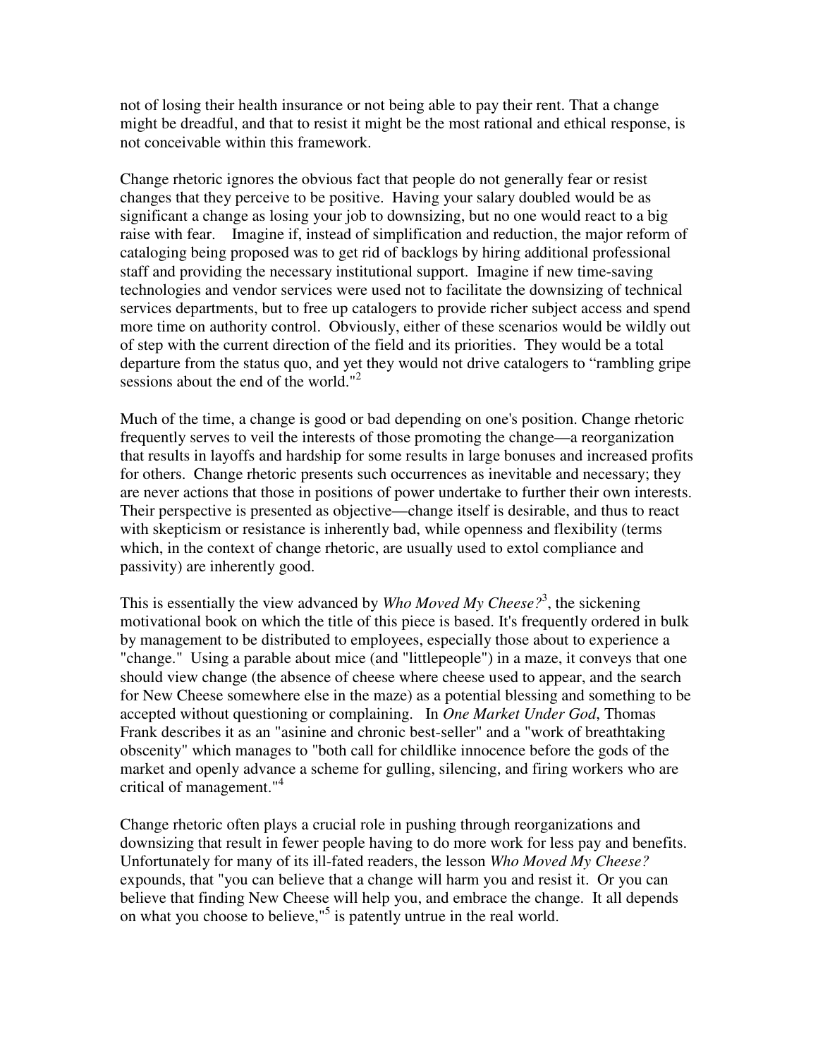not of losing their health insurance or not being able to pay their rent. That a change might be dreadful, and that to resist it might be the most rational and ethical response, is not conceivable within this framework.

Change rhetoric ignores the obvious fact that people do not generally fear or resist changes that they perceive to be positive. Having your salary doubled would be as significant a change as losing your job to downsizing, but no one would react to a big raise with fear. Imagine if, instead of simplification and reduction, the major reform of cataloging being proposed was to get rid of backlogs by hiring additional professional staff and providing the necessary institutional support. Imagine if new time-saving technologies and vendor services were used not to facilitate the downsizing of technical services departments, but to free up catalogers to provide richer subject access and spend more time on authority control. Obviously, either of these scenarios would be wildly out of step with the current direction of the field and its priorities. They would be a total departure from the status quo, and yet they would not drive catalogers to "rambling gripe sessions about the end of the world."[2]

Much of the time, a change is good or bad depending on one's position. Change rhetoric frequently serves to veil the interests of those promoting the change—a reorganization that results in layoffs and hardship for some results in large bonuses and increased profits for others. Change rhetoric presents such occurrences as inevitable and necessary; they are never actions that those in positions of power undertake to further their own interests. Their perspective is presented as objective—change itself is desirable, and thus to react with skepticism or resistance is inherently bad, while openness and flexibility (terms which, in the context of change rhetoric, are usually used to extol compliance and passivity) are inherently good.

This is essentially the view advanced by *Who Moved My Cheese?*[3], the sickening motivational book on which the title of this piece is based. It's frequently ordered in bulk by management to be distributed to employees, especially those about to experience a "change." Using a parable about mice (and "littlepeople") in a maze, it conveys that one should view change (the absence of cheese where cheese used to appear, and the search for New Cheese somewhere else in the maze) as a potential blessing and something to be accepted without questioning or complaining. In *One Market Under God*, Thomas Frank describes it as an "asinine and chronic best-seller" and a "work of breathtaking obscenity" which manages to "both call for childlike innocence before the gods of the market and openly advance a scheme for gulling, silencing, and firing workers who are critical of management."[4]

Change rhetoric often plays a crucial role in pushing through reorganizations and downsizing that result in fewer people having to do more work for less pay and benefits. Unfortunately for many of its ill-fated readers, the lesson *Who Moved My Cheese?* expounds, that "you can believe that a change will harm you and resist it. Or you can believe that finding New Cheese will help you, and embrace the change. It all depends on what you choose to believe,"[5] is patently untrue in the real world.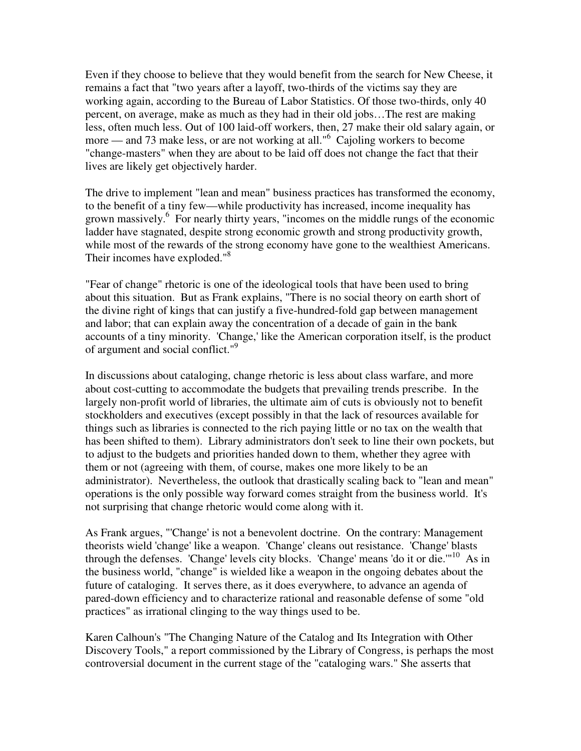Even if they choose to believe that they would benefit from the search for New Cheese, it remains a fact that "two years after a layoff, two-thirds of the victims say they are working again, according to the Bureau of Labor Statistics. Of those two-thirds, only 40 percent, on average, make as much as they had in their old jobs…The rest are making less, often much less. Out of 100 laid-off workers, then, 27 make their old salary again, or more — and 73 make less, or are not working at all."[6] Cajoling workers to become "change-masters" when they are about to be laid off does not change the fact that their lives are likely get objectively harder.

The drive to implement "lean and mean" business practices has transformed the economy, to the benefit of a tiny few—while productivity has increased, income inequality has grown massively.[6] For nearly thirty years, "incomes on the middle rungs of the economic ladder have stagnated, despite strong economic growth and strong productivity growth, while most of the rewards of the strong economy have gone to the wealthiest Americans. Their incomes have exploded."[8]

"Fear of change" rhetoric is one of the ideological tools that have been used to bring about this situation. But as Frank explains, "There is no social theory on earth short of the divine right of kings that can justify a five-hundred-fold gap between management and labor; that can explain away the concentration of a decade of gain in the bank accounts of a tiny minority. 'Change,' like the American corporation itself, is the product of argument and social conflict."[9]

In discussions about cataloging, change rhetoric is less about class warfare, and more about cost-cutting to accommodate the budgets that prevailing trends prescribe. In the largely non-profit world of libraries, the ultimate aim of cuts is obviously not to benefit stockholders and executives (except possibly in that the lack of resources available for things such as libraries is connected to the rich paying little or no tax on the wealth that has been shifted to them). Library administrators don't seek to line their own pockets, but to adjust to the budgets and priorities handed down to them, whether they agree with them or not (agreeing with them, of course, makes one more likely to be an administrator). Nevertheless, the outlook that drastically scaling back to "lean and mean" operations is the only possible way forward comes straight from the business world. It's not surprising that change rhetoric would come along with it.

As Frank argues, "'Change' is not a benevolent doctrine. On the contrary: Management theorists wield 'change' like a weapon. 'Change' cleans out resistance. 'Change' blasts through the defenses. 'Change' levels city blocks. 'Change' means 'do it or die.'"[10] As in the business world, "change" is wielded like a weapon in the ongoing debates about the future of cataloging. It serves there, as it does everywhere, to advance an agenda of pared-down efficiency and to characterize rational and reasonable defense of some "old practices" as irrational clinging to the way things used to be.

Karen Calhoun's "The Changing Nature of the Catalog and Its Integration with Other Discovery Tools," a report commissioned by the Library of Congress, is perhaps the most controversial document in the current stage of the "cataloging wars." She asserts that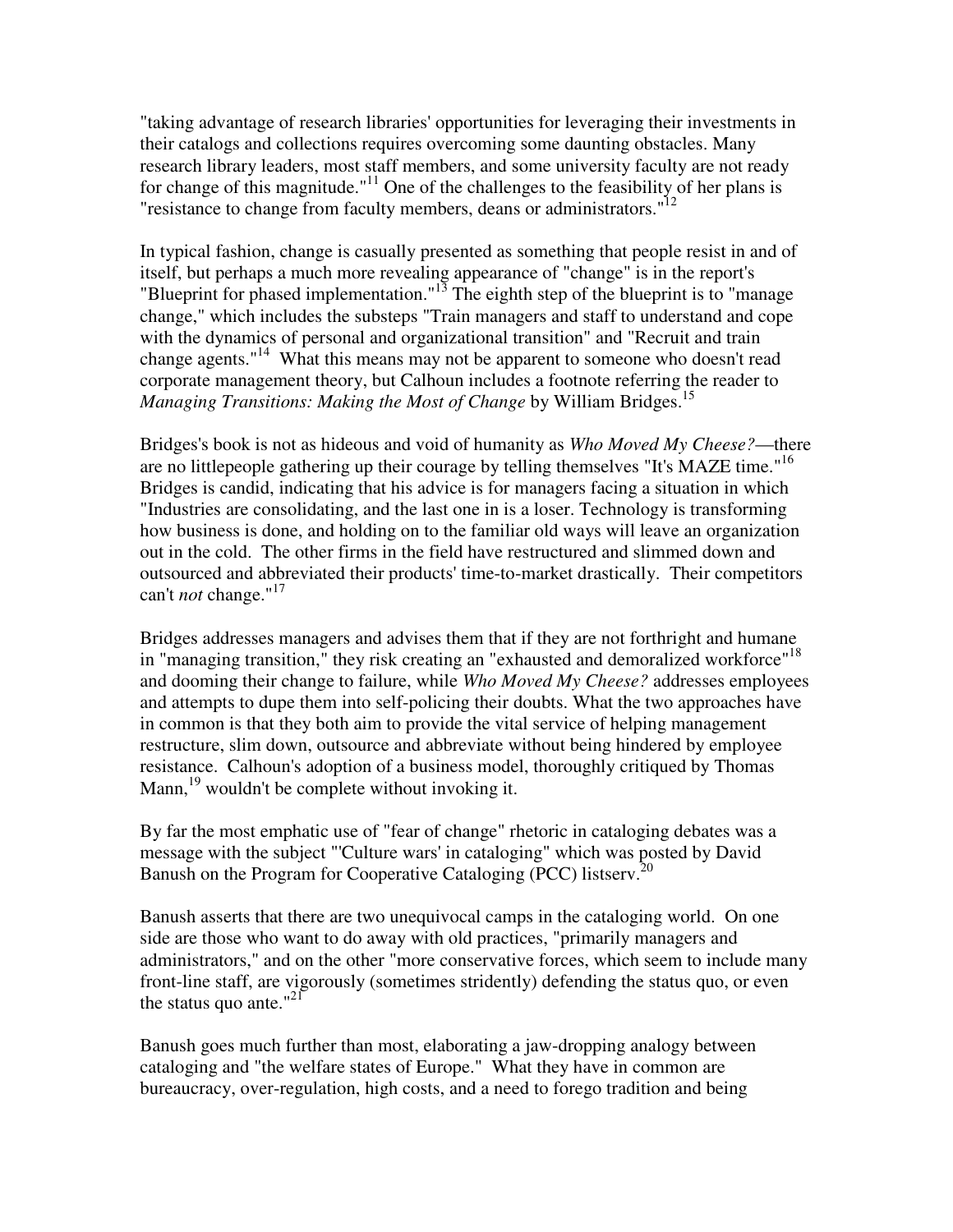"taking advantage of research libraries' opportunities for leveraging their investments in their catalogs and collections requires overcoming some daunting obstacles. Many research library leaders, most staff members, and some university faculty are not ready for change of this magnitude."[11] One of the challenges to the feasibility of her plans is "resistance to change from faculty members, deans or administrators."[12]

In typical fashion, change is casually presented as something that people resist in and of itself, but perhaps a much more revealing appearance of "change" is in the report's "Blueprint for phased implementation."[13] The eighth step of the blueprint is to "manage change," which includes the substeps "Train managers and staff to understand and cope with the dynamics of personal and organizational transition" and "Recruit and train change agents."[14] What this means may not be apparent to someone who doesn't read corporate management theory, but Calhoun includes a footnote referring the reader to *Managing Transitions: Making the Most of Change* by William Bridges.[15]

Bridges's book is not as hideous and void of humanity as *Who Moved My Cheese?*—there are no littlepeople gathering up their courage by telling themselves "It's MAZE time."[16] Bridges is candid, indicating that his advice is for managers facing a situation in which "Industries are consolidating, and the last one in is a loser. Technology is transforming how business is done, and holding on to the familiar old ways will leave an organization out in the cold. The other firms in the field have restructured and slimmed down and outsourced and abbreviated their products' time-to-market drastically. Their competitors can't *not* change."[17]

Bridges addresses managers and advises them that if they are not forthright and humane in "managing transition," they risk creating an "exhausted and demoralized workforce"[18] and dooming their change to failure, while *Who Moved My Cheese?* addresses employees and attempts to dupe them into self-policing their doubts. What the two approaches have in common is that they both aim to provide the vital service of helping management restructure, slim down, outsource and abbreviate without being hindered by employee resistance. Calhoun's adoption of a business model, thoroughly critiqued by Thomas Mann,[19] wouldn't be complete without invoking it.

By far the most emphatic use of "fear of change" rhetoric in cataloging debates was a message with the subject "'Culture wars' in cataloging" which was posted by David Banush on the Program for Cooperative Cataloging (PCC) listserv.[20]

Banush asserts that there are two unequivocal camps in the cataloging world. On one side are those who want to do away with old practices, "primarily managers and administrators," and on the other "more conservative forces, which seem to include many front-line staff, are vigorously (sometimes stridently) defending the status quo, or even the status quo ante."[21]

Banush goes much further than most, elaborating a jaw-dropping analogy between cataloging and "the welfare states of Europe." What they have in common are bureaucracy, over-regulation, high costs, and a need to forego tradition and being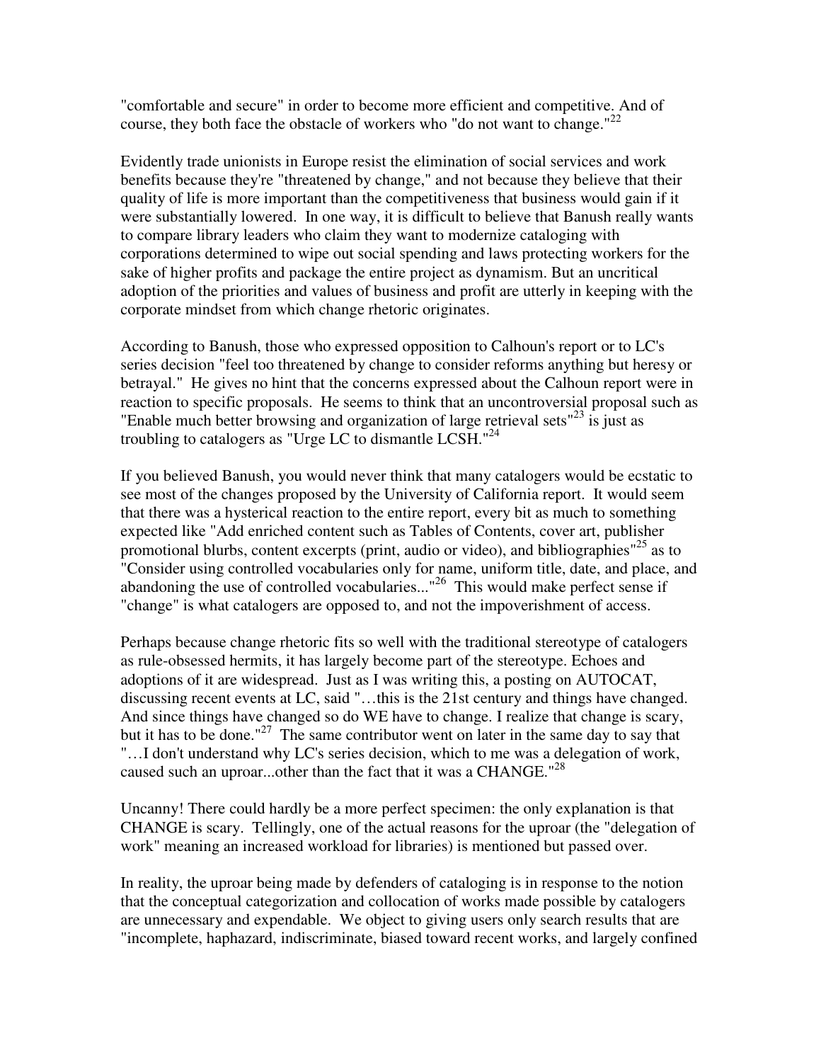"comfortable and secure" in order to become more efficient and competitive. And of course, they both face the obstacle of workers who "do not want to change."[22]

Evidently trade unionists in Europe resist the elimination of social services and work benefits because they're "threatened by change," and not because they believe that their quality of life is more important than the competitiveness that business would gain if it were substantially lowered. In one way, it is difficult to believe that Banush really wants to compare library leaders who claim they want to modernize cataloging with corporations determined to wipe out social spending and laws protecting workers for the sake of higher profits and package the entire project as dynamism. But an uncritical adoption of the priorities and values of business and profit are utterly in keeping with the corporate mindset from which change rhetoric originates.

According to Banush, those who expressed opposition to Calhoun's report or to LC's series decision "feel too threatened by change to consider reforms anything but heresy or betrayal." He gives no hint that the concerns expressed about the Calhoun report were in reaction to specific proposals. He seems to think that an uncontroversial proposal such as "Enable much better browsing and organization of large retrieval sets"[23] is just as troubling to catalogers as "Urge LC to dismantle LCSH."[24]

If you believed Banush, you would never think that many catalogers would be ecstatic to see most of the changes proposed by the University of California report. It would seem that there was a hysterical reaction to the entire report, every bit as much to something expected like "Add enriched content such as Tables of Contents, cover art, publisher promotional blurbs, content excerpts (print, audio or video), and bibliographies"[25] as to "Consider using controlled vocabularies only for name, uniform title, date, and place, and abandoning the use of controlled vocabularies..."[26] This would make perfect sense if "change" is what catalogers are opposed to, and not the impoverishment of access.

Perhaps because change rhetoric fits so well with the traditional stereotype of catalogers as rule-obsessed hermits, it has largely become part of the stereotype. Echoes and adoptions of it are widespread. Just as I was writing this, a posting on AUTOCAT, discussing recent events at LC, said "…this is the 21st century and things have changed. And since things have changed so do WE have to change. I realize that change is scary, but it has to be done."[27] The same contributor went on later in the same day to say that "…I don't understand why LC's series decision, which to me was a delegation of work, caused such an uproar...other than the fact that it was a CHANGE."[28]

Uncanny! There could hardly be a more perfect specimen: the only explanation is that CHANGE is scary. Tellingly, one of the actual reasons for the uproar (the "delegation of work" meaning an increased workload for libraries) is mentioned but passed over.

In reality, the uproar being made by defenders of cataloging is in response to the notion that the conceptual categorization and collocation of works made possible by catalogers are unnecessary and expendable. We object to giving users only search results that are "incomplete, haphazard, indiscriminate, biased toward recent works, and largely confined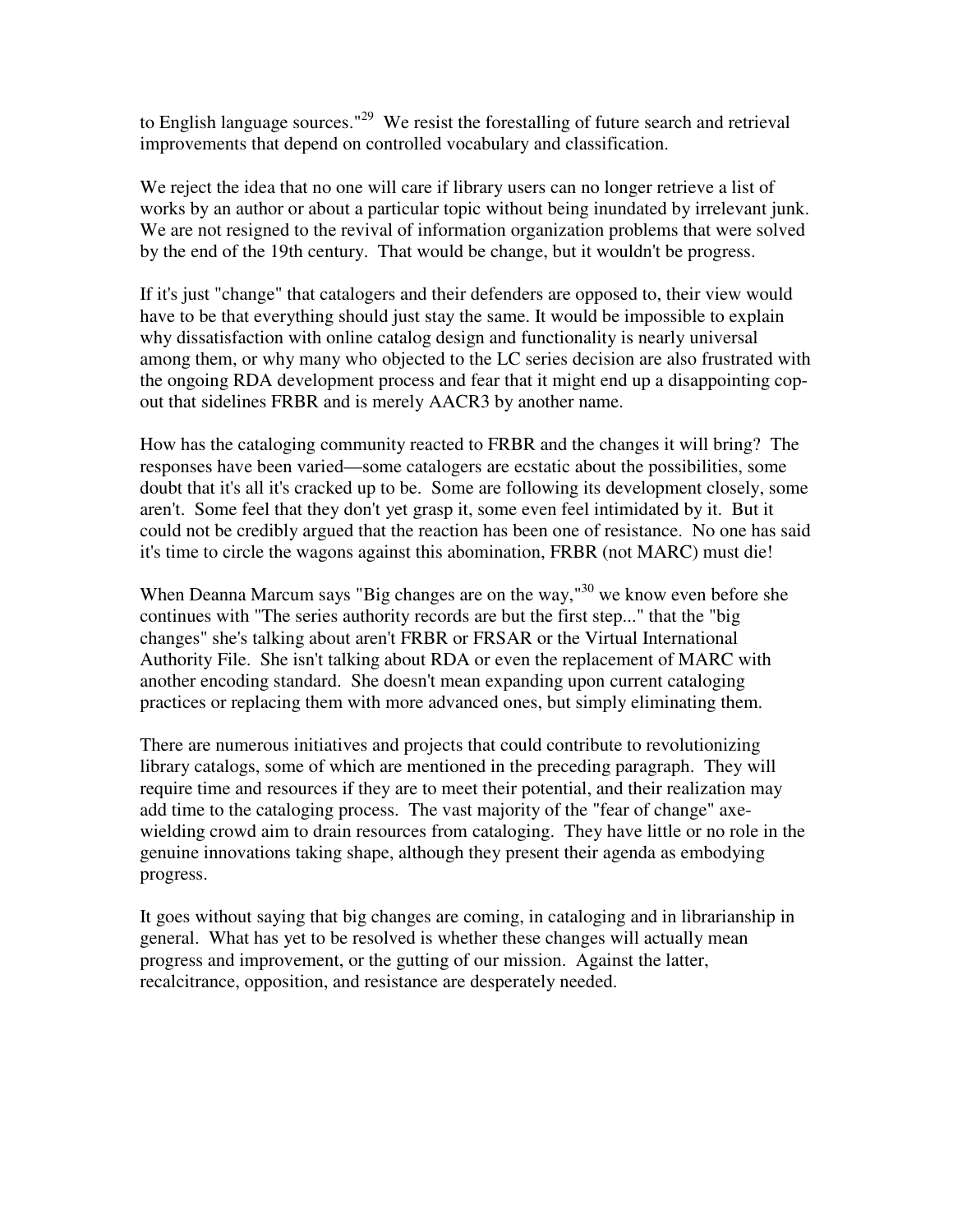to English language sources."[29] We resist the forestalling of future search and retrieval improvements that depend on controlled vocabulary and classification.

We reject the idea that no one will care if library users can no longer retrieve a list of works by an author or about a particular topic without being inundated by irrelevant junk. We are not resigned to the revival of information organization problems that were solved by the end of the 19th century. That would be change, but it wouldn't be progress.

If it's just "change" that catalogers and their defenders are opposed to, their view would have to be that everything should just stay the same. It would be impossible to explain why dissatisfaction with online catalog design and functionality is nearly universal among them, or why many who objected to the LC series decision are also frustrated with the ongoing RDA development process and fear that it might end up a disappointing cop-out that sidelines FRBR and is merely AACR3 by another name.

How has the cataloging community reacted to FRBR and the changes it will bring? The responses have been varied—some catalogers are ecstatic about the possibilities, some doubt that it's all it's cracked up to be. Some are following its development closely, some aren't. Some feel that they don't yet grasp it, some even feel intimidated by it. But it could not be credibly argued that the reaction has been one of resistance. No one has said it's time to circle the wagons against this abomination, FRBR (not MARC) must die!

When Deanna Marcum says "Big changes are on the way,"[30] we know even before she continues with "The series authority records are but the first step..." that the "big changes" she's talking about aren't FRBR or FRSAR or the Virtual International Authority File. She isn't talking about RDA or even the replacement of MARC with another encoding standard. She doesn't mean expanding upon current cataloging practices or replacing them with more advanced ones, but simply eliminating them.

There are numerous initiatives and projects that could contribute to revolutionizing library catalogs, some of which are mentioned in the preceding paragraph. They will require time and resources if they are to meet their potential, and their realization may add time to the cataloging process. The vast majority of the "fear of change" axe-wielding crowd aim to drain resources from cataloging. They have little or no role in the genuine innovations taking shape, although they present their agenda as embodying progress.

It goes without saying that big changes are coming, in cataloging and in librarianship in general. What has yet to be resolved is whether these changes will actually mean progress and improvement, or the gutting of our mission. Against the latter, recalcitrance, opposition, and resistance are desperately needed.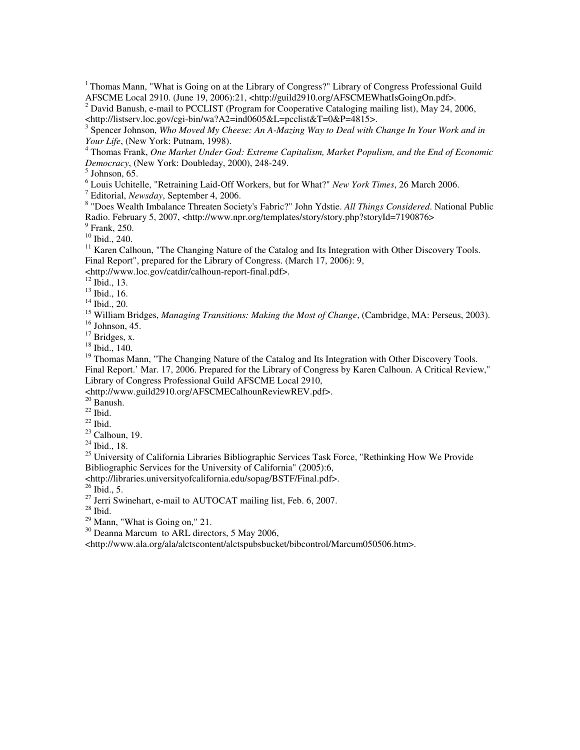[1] Thomas Mann, "What is Going on at the Library of Congress?" Library of Congress Professional Guild AFSCME Local 2910. (June 19, 2006):21, <http://guild2910.org/AFSCMEWhatIsGoingOn.pdf>.
[2] David Banush, e-mail to PCCLIST (Program for Cooperative Cataloging mailing list), May 24, 2006, <http://listserv.loc.gov/cgi-bin/wa?A2=ind0605&L=pcclist&T=0&P=4815>.
[3] Spencer Johnson, *Who Moved My Cheese: An A-Mazing Way to Deal with Change In Your Work and in Your Life*, (New York: Putnam, 1998).
[4] Thomas Frank, *One Market Under God: Extreme Capitalism, Market Populism, and the End of Economic Democracy*, (New York: Doubleday, 2000), 248-249.
[5] Johnson, 65.
[6] Louis Uchitelle, "Retraining Laid-Off Workers, but for What?" *New York Times*, 26 March 2006.
[7] Editorial, *Newsday*, September 4, 2006.
[8] "Does Wealth Imbalance Threaten Society's Fabric?" John Ydstie. *All Things Considered*. National Public Radio. February 5, 2007, <http://www.npr.org/templates/story/story.php?storyId=7190876>
[9] Frank, 250.
[10] Ibid., 240.
[11] Karen Calhoun, "The Changing Nature of the Catalog and Its Integration with Other Discovery Tools. Final Report", prepared for the Library of Congress. (March 17, 2006): 9, <http://www.loc.gov/catdir/calhoun-report-final.pdf>.
[12] Ibid., 13.
[13] Ibid., 16.
[14] Ibid., 20.
[15] William Bridges, *Managing Transitions: Making the Most of Change*, (Cambridge, MA: Perseus, 2003).
[16] Johnson, 45.
[17] Bridges, x.
[18] Ibid., 140.
[19] Thomas Mann, "The Changing Nature of the Catalog and Its Integration with Other Discovery Tools. Final Report.' Mar. 17, 2006. Prepared for the Library of Congress by Karen Calhoun. A Critical Review," Library of Congress Professional Guild AFSCME Local 2910, <http://www.guild2910.org/AFSCMECalhounReviewREV.pdf>.
[20] Banush.
[22] Ibid.
[22] Ibid.
[23] Calhoun, 19.
[24] Ibid., 18.
[25] University of California Libraries Bibliographic Services Task Force, "Rethinking How We Provide Bibliographic Services for the University of California" (2005):6, <http://libraries.universityofcalifornia.edu/sopag/BSTF/Final.pdf>.
[26] Ibid., 5.
[27] Jerri Swinehart, e-mail to AUTOCAT mailing list, Feb. 6, 2007.
[28] Ibid.
[29] Mann, "What is Going on," 21.
[30] Deanna Marcum to ARL directors, 5 May 2006, <http://www.ala.org/ala/alctscontent/alctspubsbucket/bibcontrol/Marcum050506.htm>.